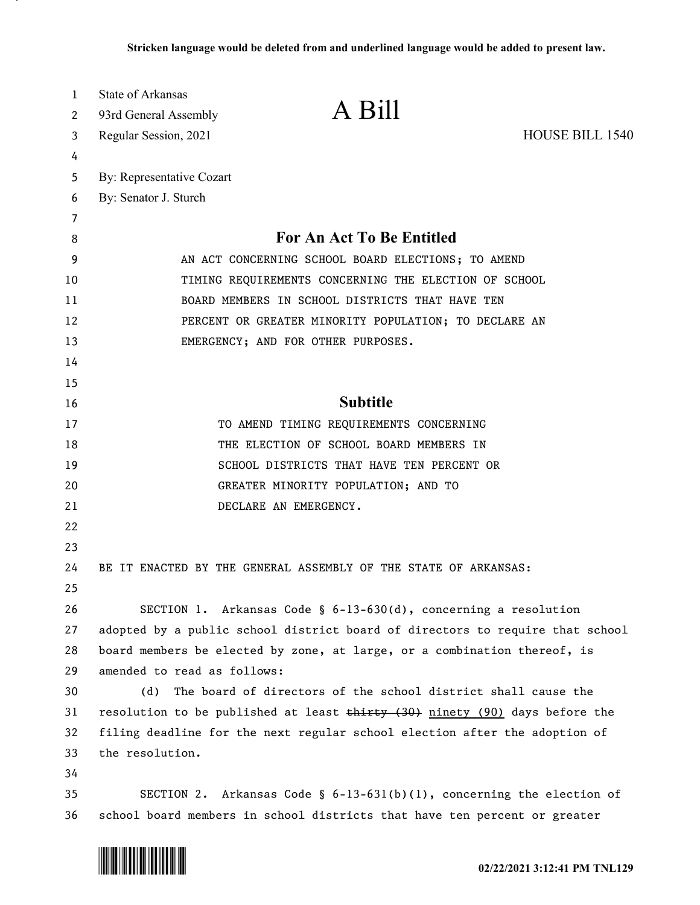**Stricken language would be deleted from and underlined language would be added to present law.**

State of Arkansas
93rd General Assembly
Regular Session, 2021

# A Bill

HOUSE BILL 1540

By: Representative Cozart
By: Senator J. Sturch

## For An Act To Be Entitled

AN ACT CONCERNING SCHOOL BOARD ELECTIONS; TO AMEND TIMING REQUIREMENTS CONCERNING THE ELECTION OF SCHOOL BOARD MEMBERS IN SCHOOL DISTRICTS THAT HAVE TEN PERCENT OR GREATER MINORITY POPULATION; TO DECLARE AN EMERGENCY; AND FOR OTHER PURPOSES.

## Subtitle

TO AMEND TIMING REQUIREMENTS CONCERNING THE ELECTION OF SCHOOL BOARD MEMBERS IN SCHOOL DISTRICTS THAT HAVE TEN PERCENT OR GREATER MINORITY POPULATION; AND TO DECLARE AN EMERGENCY.

BE IT ENACTED BY THE GENERAL ASSEMBLY OF THE STATE OF ARKANSAS:

SECTION 1. Arkansas Code § 6-13-630(d), concerning a resolution adopted by a public school district board of directors to require that school board members be elected by zone, at large, or a combination thereof, is amended to read as follows:

(d) The board of directors of the school district shall cause the resolution to be published at least ~~thirty (30)~~ <u>ninety (90)</u> days before the filing deadline for the next regular school election after the adoption of the resolution.

SECTION 2. Arkansas Code § 6-13-631(b)(1), concerning the election of school board members in school districts that have ten percent or greater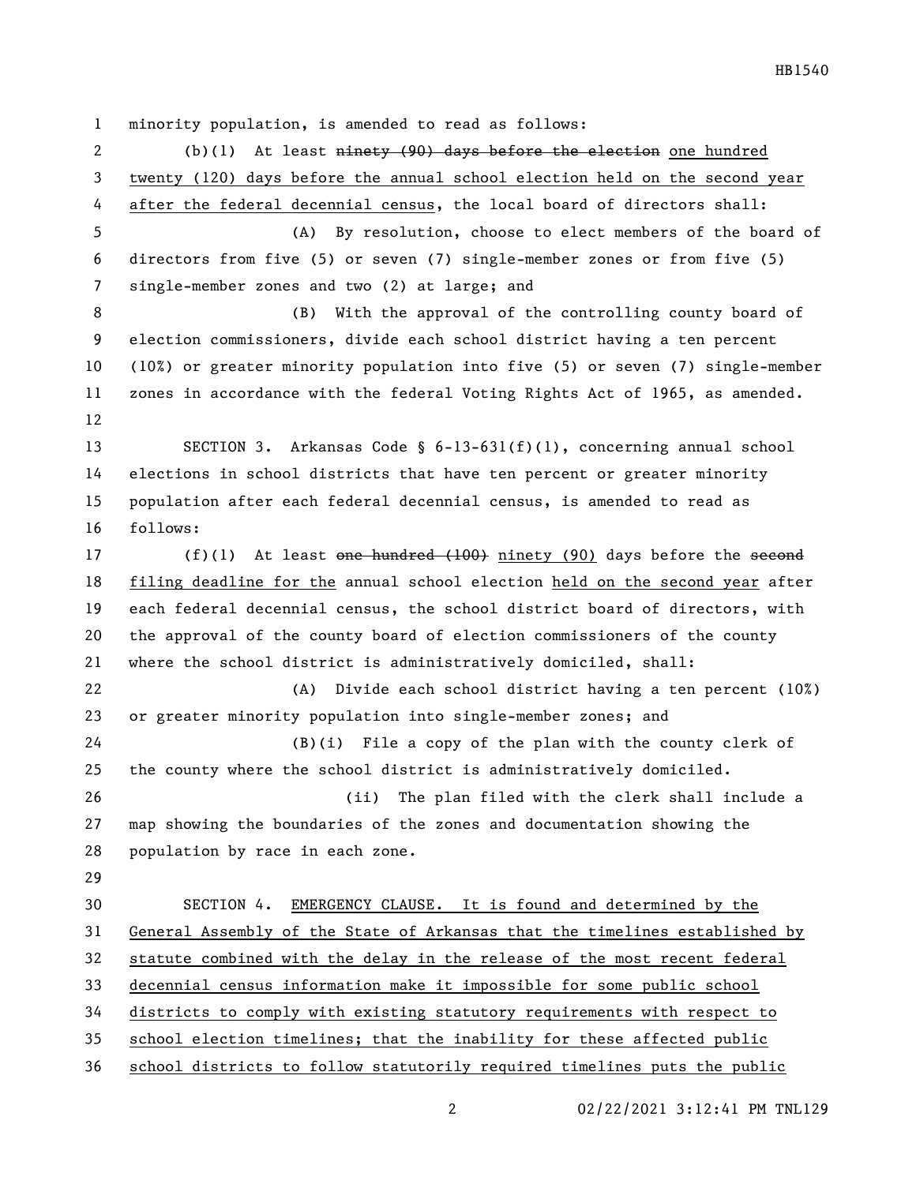minority population, is amended to read as follows:

(b)(1) At least ~~ninety (90) days before the election~~ one hundred twenty (120) days before the annual school election held on the second year after the federal decennial census, the local board of directors shall:

(A) By resolution, choose to elect members of the board of directors from five (5) or seven (7) single-member zones or from five (5) single-member zones and two (2) at large; and

(B) With the approval of the controlling county board of election commissioners, divide each school district having a ten percent (10%) or greater minority population into five (5) or seven (7) single-member zones in accordance with the federal Voting Rights Act of 1965, as amended.

SECTION 3. Arkansas Code § 6-13-631(f)(1), concerning annual school elections in school districts that have ten percent or greater minority population after each federal decennial census, is amended to read as follows:

(f)(1) At least ~~one hundred (100)~~ ninety (90) days before the ~~second~~ filing deadline for the annual school election held on the second year after each federal decennial census, the school district board of directors, with the approval of the county board of election commissioners of the county where the school district is administratively domiciled, shall:

(A) Divide each school district having a ten percent (10%) or greater minority population into single-member zones; and

(B)(i) File a copy of the plan with the county clerk of the county where the school district is administratively domiciled.

(ii) The plan filed with the clerk shall include a map showing the boundaries of the zones and documentation showing the population by race in each zone.

SECTION 4. EMERGENCY CLAUSE. It is found and determined by the General Assembly of the State of Arkansas that the timelines established by statute combined with the delay in the release of the most recent federal decennial census information make it impossible for some public school districts to comply with existing statutory requirements with respect to school election timelines; that the inability for these affected public school districts to follow statutorily required timelines puts the public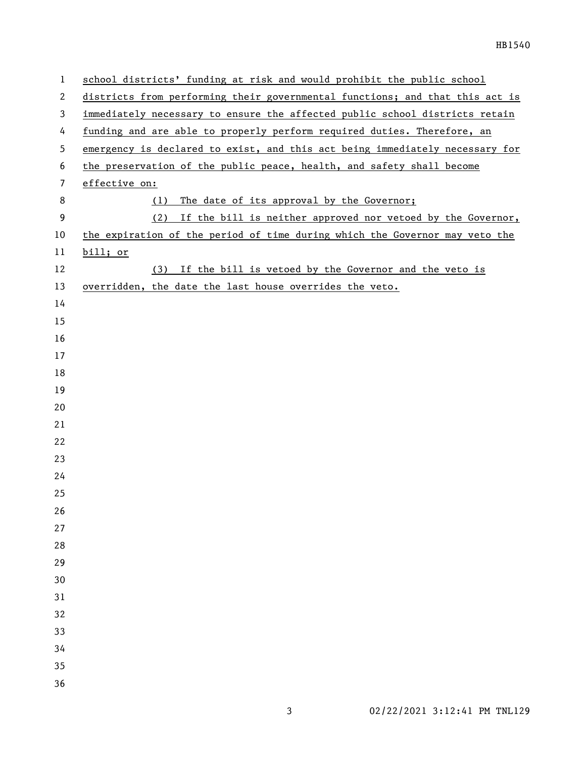school districts' funding at risk and would prohibit the public school districts from performing their governmental functions; and that this act is immediately necessary to ensure the affected public school districts retain funding and are able to properly perform required duties. Therefore, an emergency is declared to exist, and this act being immediately necessary for the preservation of the public peace, health, and safety shall become effective on:

(1) The date of its approval by the Governor;

(2) If the bill is neither approved nor vetoed by the Governor, the expiration of the period of time during which the Governor may veto the bill; or

(3) If the bill is vetoed by the Governor and the veto is overridden, the date the last house overrides the veto.